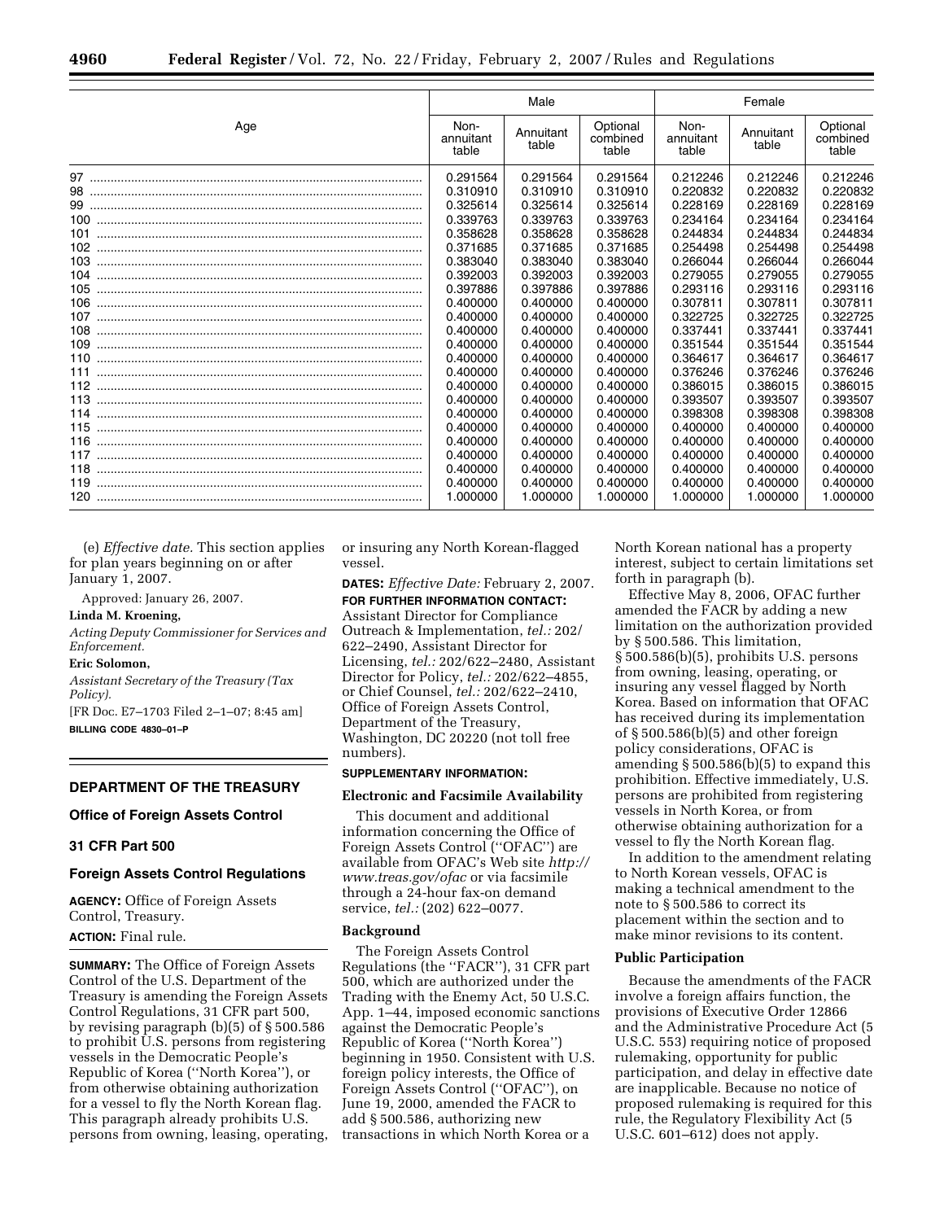| Age | Male | | | Female | | |
|---|---|---|---|---|---|---|
| | Non-annuitant table | Annuitant table | Optional combined table | Non-annuitant table | Annuitant table | Optional combined table |
| 97 | 0.291564 | 0.291564 | 0.291564 | 0.212246 | 0.212246 | 0.212246 |
| 98 | 0.310910 | 0.310910 | 0.310910 | 0.220832 | 0.220832 | 0.220832 |
| 99 | 0.325614 | 0.325614 | 0.325614 | 0.228169 | 0.228169 | 0.228169 |
| 100 | 0.339763 | 0.339763 | 0.339763 | 0.234164 | 0.234164 | 0.234164 |
| 101 | 0.358628 | 0.358628 | 0.358628 | 0.244834 | 0.244834 | 0.244834 |
| 102 | 0.371685 | 0.371685 | 0.371685 | 0.254498 | 0.254498 | 0.254498 |
| 103 | 0.383040 | 0.383040 | 0.383040 | 0.266044 | 0.266044 | 0.266044 |
| 104 | 0.392003 | 0.392003 | 0.392003 | 0.279055 | 0.279055 | 0.279055 |
| 105 | 0.397886 | 0.397886 | 0.397886 | 0.293116 | 0.293116 | 0.293116 |
| 106 | 0.400000 | 0.400000 | 0.400000 | 0.307811 | 0.307811 | 0.307811 |
| 107 | 0.400000 | 0.400000 | 0.400000 | 0.322725 | 0.322725 | 0.322725 |
| 108 | 0.400000 | 0.400000 | 0.400000 | 0.337441 | 0.337441 | 0.337441 |
| 109 | 0.400000 | 0.400000 | 0.400000 | 0.351544 | 0.351544 | 0.351544 |
| 110 | 0.400000 | 0.400000 | 0.400000 | 0.364617 | 0.364617 | 0.364617 |
| 111 | 0.400000 | 0.400000 | 0.400000 | 0.376246 | 0.376246 | 0.376246 |
| 112 | 0.400000 | 0.400000 | 0.400000 | 0.386015 | 0.386015 | 0.386015 |
| 113 | 0.400000 | 0.400000 | 0.400000 | 0.393507 | 0.393507 | 0.393507 |
| 114 | 0.400000 | 0.400000 | 0.400000 | 0.398308 | 0.398308 | 0.398308 |
| 115 | 0.400000 | 0.400000 | 0.400000 | 0.400000 | 0.400000 | 0.400000 |
| 116 | 0.400000 | 0.400000 | 0.400000 | 0.400000 | 0.400000 | 0.400000 |
| 117 | 0.400000 | 0.400000 | 0.400000 | 0.400000 | 0.400000 | 0.400000 |
| 118 | 0.400000 | 0.400000 | 0.400000 | 0.400000 | 0.400000 | 0.400000 |
| 119 | 0.400000 | 0.400000 | 0.400000 | 0.400000 | 0.400000 | 0.400000 |
| 120 | 1.000000 | 1.000000 | 1.000000 | 1.000000 | 1.000000 | 1.000000 |

(e) *Effective date.* This section applies for plan years beginning on or after January 1, 2007.

Approved: January 26, 2007.

**Linda M. Kroening,**

*Acting Deputy Commissioner for Services and Enforcement.*

**Eric Solomon,**

*Assistant Secretary of the Treasury (Tax Policy).*

[FR Doc. E7–1703 Filed 2–1–07; 8:45 am]

**BILLING CODE 4830–01–P**

---

## DEPARTMENT OF THE TREASURY

### Office of Foreign Assets Control

### 31 CFR Part 500

### Foreign Assets Control Regulations

**AGENCY:** Office of Foreign Assets Control, Treasury.

**ACTION:** Final rule.

**SUMMARY:** The Office of Foreign Assets Control of the U.S. Department of the Treasury is amending the Foreign Assets Control Regulations, 31 CFR part 500, by revising paragraph (b)(5) of § 500.586 to prohibit U.S. persons from registering vessels in the Democratic People's Republic of Korea (''North Korea''), or from otherwise obtaining authorization for a vessel to fly the North Korean flag. This paragraph already prohibits U.S. persons from owning, leasing, operating, or insuring any North Korean-flagged vessel.

**DATES:** *Effective Date:* February 2, 2007.

**FOR FURTHER INFORMATION CONTACT:** Assistant Director for Compliance Outreach & Implementation, *tel.:* 202/622–2490, Assistant Director for Licensing, *tel.:* 202/622–2480, Assistant Director for Policy, *tel.:* 202/622–4855, or Chief Counsel, *tel.:* 202/622–2410, Office of Foreign Assets Control, Department of the Treasury, Washington, DC 20220 (not toll free numbers).

**SUPPLEMENTARY INFORMATION:**

#### Electronic and Facsimile Availability

This document and additional information concerning the Office of Foreign Assets Control (''OFAC'') are available from OFAC's Web site *http://www.treas.gov/ofac* or via facsimile through a 24-hour fax-on demand service, *tel.:* (202) 622–0077.

#### Background

The Foreign Assets Control Regulations (the ''FACR''), 31 CFR part 500, which are authorized under the Trading with the Enemy Act, 50 U.S.C. App. 1–44, imposed economic sanctions against the Democratic People's Republic of Korea (''North Korea'') beginning in 1950. Consistent with U.S. foreign policy interests, the Office of Foreign Assets Control (''OFAC''), on June 19, 2000, amended the FACR to add § 500.586, authorizing new transactions in which North Korea or a North Korean national has a property interest, subject to certain limitations set forth in paragraph (b).

Effective May 8, 2006, OFAC further amended the FACR by adding a new limitation on the authorization provided by § 500.586. This limitation, § 500.586(b)(5), prohibits U.S. persons from owning, leasing, operating, or insuring any vessel flagged by North Korea. Based on information that OFAC has received during its implementation of § 500.586(b)(5) and other foreign policy considerations, OFAC is amending § 500.586(b)(5) to expand this prohibition. Effective immediately, U.S. persons are prohibited from registering vessels in North Korea, or from otherwise obtaining authorization for a vessel to fly the North Korean flag.

In addition to the amendment relating to North Korean vessels, OFAC is making a technical amendment to the note to § 500.586 to correct its placement within the section and to make minor revisions to its content.

#### Public Participation

Because the amendments of the FACR involve a foreign affairs function, the provisions of Executive Order 12866 and the Administrative Procedure Act (5 U.S.C. 553) requiring notice of proposed rulemaking, opportunity for public participation, and delay in effective date are inapplicable. Because no notice of proposed rulemaking is required for this rule, the Regulatory Flexibility Act (5 U.S.C. 601–612) does not apply.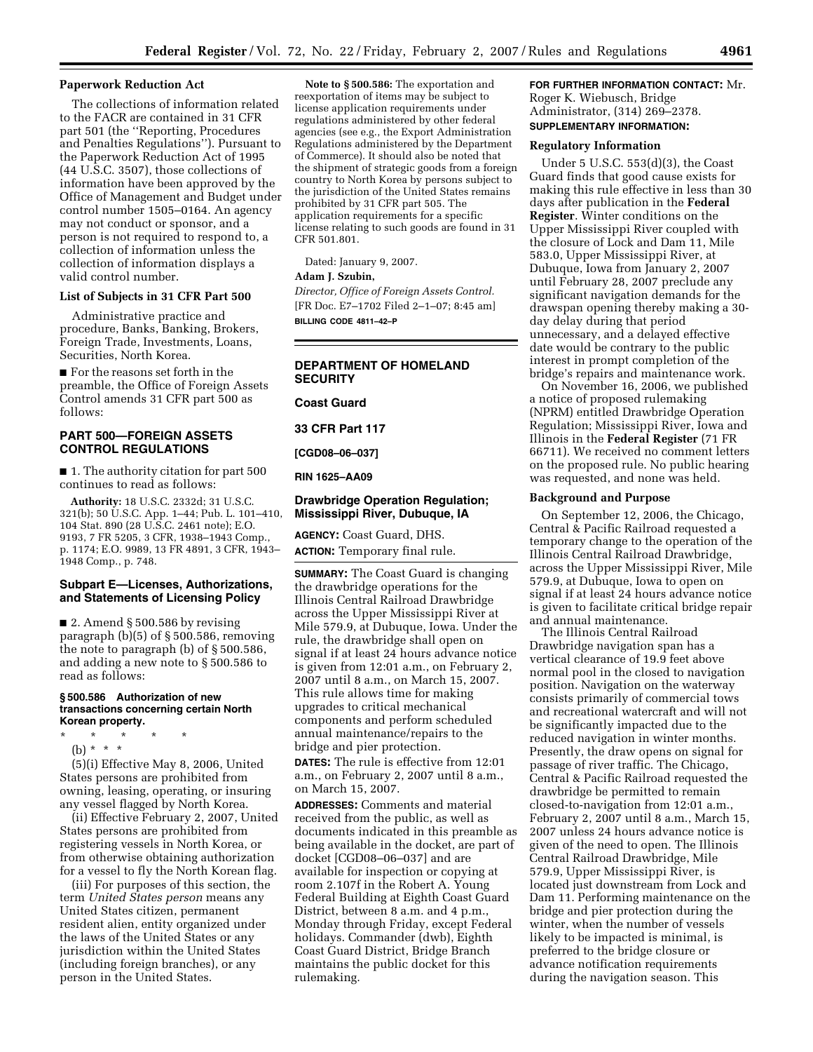### Paperwork Reduction Act

The collections of information related to the FACR are contained in 31 CFR part 501 (the ''Reporting, Procedures and Penalties Regulations''). Pursuant to the Paperwork Reduction Act of 1995 (44 U.S.C. 3507), those collections of information have been approved by the Office of Management and Budget under control number 1505–0164. An agency may not conduct or sponsor, and a person is not required to respond to, a collection of information unless the collection of information displays a valid control number.

### List of Subjects in 31 CFR Part 500

Administrative practice and procedure, Banks, Banking, Brokers, Foreign Trade, Investments, Loans, Securities, North Korea.

■ For the reasons set forth in the preamble, the Office of Foreign Assets Control amends 31 CFR part 500 as follows:

## PART 500—FOREIGN ASSETS CONTROL REGULATIONS

■ 1. The authority citation for part 500 continues to read as follows:

**Authority:** 18 U.S.C. 2332d; 31 U.S.C. 321(b); 50 U.S.C. App. 1–44; Pub. L. 101–410, 104 Stat. 890 (28 U.S.C. 2461 note); E.O. 9193, 7 FR 5205, 3 CFR, 1938–1943 Comp., p. 1174; E.O. 9989, 13 FR 4891, 3 CFR, 1943–1948 Comp., p. 748.

### Subpart E—Licenses, Authorizations, and Statements of Licensing Policy

■ 2. Amend § 500.586 by revising paragraph (b)(5) of § 500.586, removing the note to paragraph (b) of § 500.586, and adding a new note to § 500.586 to read as follows:

#### § 500.586 Authorization of new transactions concerning certain North Korean property.

\* \* \* \* \*

(b) \* \* \*

(5)(i) Effective May 8, 2006, United States persons are prohibited from owning, leasing, operating, or insuring any vessel flagged by North Korea.

(ii) Effective February 2, 2007, United States persons are prohibited from registering vessels in North Korea, or from otherwise obtaining authorization for a vessel to fly the North Korean flag.

(iii) For purposes of this section, the term *United States person* means any United States citizen, permanent resident alien, entity organized under the laws of the United States or any jurisdiction within the United States (including foreign branches), or any person in the United States.

**Note to § 500.586:** The exportation and reexportation of items may be subject to license application requirements under regulations administered by other federal agencies (see e.g., the Export Administration Regulations administered by the Department of Commerce). It should also be noted that the shipment of strategic goods from a foreign country to North Korea by persons subject to the jurisdiction of the United States remains prohibited by 31 CFR part 505. The application requirements for a specific license relating to such goods are found in 31 CFR 501.801.

Dated: January 9, 2007.

**Adam J. Szubin,**

*Director, Office of Foreign Assets Control.*

[FR Doc. E7–1702 Filed 2–1–07; 8:45 am]

**BILLING CODE 4811–42–P**

---

## DEPARTMENT OF HOMELAND SECURITY

### Coast Guard

### 33 CFR Part 117

**[CGD08–06–037]**

**RIN 1625–AA09**

### Drawbridge Operation Regulation; Mississippi River, Dubuque, IA

**AGENCY:** Coast Guard, DHS.

**ACTION:** Temporary final rule.

**SUMMARY:** The Coast Guard is changing the drawbridge operations for the Illinois Central Railroad Drawbridge across the Upper Mississippi River at Mile 579.9, at Dubuque, Iowa. Under the rule, the drawbridge shall open on signal if at least 24 hours advance notice is given from 12:01 a.m., on February 2, 2007 until 8 a.m., on March 15, 2007. This rule allows time for making upgrades to critical mechanical components and perform scheduled annual maintenance/repairs to the bridge and pier protection.

**DATES:** The rule is effective from 12:01 a.m., on February 2, 2007 until 8 a.m., on March 15, 2007.

**ADDRESSES:** Comments and material received from the public, as well as documents indicated in this preamble as being available in the docket, are part of docket [CGD08–06–037] and are available for inspection or copying at room 2.107f in the Robert A. Young Federal Building at Eighth Coast Guard District, between 8 a.m. and 4 p.m., Monday through Friday, except Federal holidays. Commander (dwb), Eighth Coast Guard District, Bridge Branch maintains the public docket for this rulemaking.

**FOR FURTHER INFORMATION CONTACT:** Mr. Roger K. Wiebusch, Bridge Administrator, (314) 269–2378.

**SUPPLEMENTARY INFORMATION:**

### Regulatory Information

Under 5 U.S.C. 553(d)(3), the Coast Guard finds that good cause exists for making this rule effective in less than 30 days after publication in the **Federal Register**. Winter conditions on the Upper Mississippi River coupled with the closure of Lock and Dam 11, Mile 583.0, Upper Mississippi River, at Dubuque, Iowa from January 2, 2007 until February 28, 2007 preclude any significant navigation demands for the drawspan opening thereby making a 30-day delay during that period unnecessary, and a delayed effective date would be contrary to the public interest in prompt completion of the bridge's repairs and maintenance work.

On November 16, 2006, we published a notice of proposed rulemaking (NPRM) entitled Drawbridge Operation Regulation; Mississippi River, Iowa and Illinois in the **Federal Register** (71 FR 66711). We received no comment letters on the proposed rule. No public hearing was requested, and none was held.

### Background and Purpose

On September 12, 2006, the Chicago, Central & Pacific Railroad requested a temporary change to the operation of the Illinois Central Railroad Drawbridge, across the Upper Mississippi River, Mile 579.9, at Dubuque, Iowa to open on signal if at least 24 hours advance notice is given to facilitate critical bridge repair and annual maintenance.

The Illinois Central Railroad Drawbridge navigation span has a vertical clearance of 19.9 feet above normal pool in the closed to navigation position. Navigation on the waterway consists primarily of commercial tows and recreational watercraft and will not be significantly impacted due to the reduced navigation in winter months. Presently, the draw opens on signal for passage of river traffic. The Chicago, Central & Pacific Railroad requested the drawbridge be permitted to remain closed-to-navigation from 12:01 a.m., February 2, 2007 until 8 a.m., March 15, 2007 unless 24 hours advance notice is given of the need to open. The Illinois Central Railroad Drawbridge, Mile 579.9, Upper Mississippi River, is located just downstream from Lock and Dam 11. Performing maintenance on the bridge and pier protection during the winter, when the number of vessels likely to be impacted is minimal, is preferred to the bridge closure or advance notification requirements during the navigation season. This